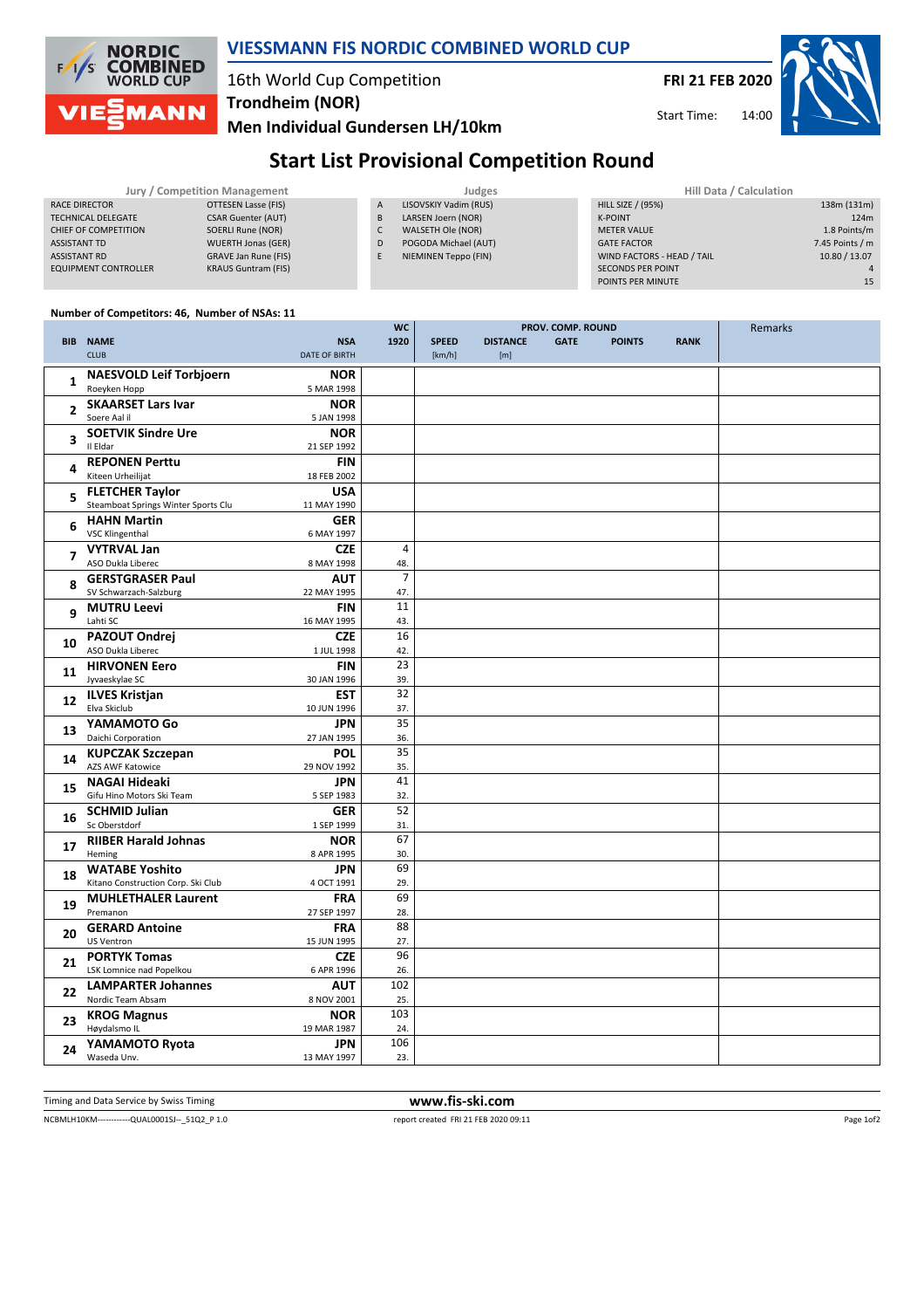# VIESSMANN FIS NORDIC COMBINED WORLD CUP

16th World Cup Competition
**Trondheim (NOR)**
**Men Individual Gundersen LH/10km**

**FRI 21 FEB 2020**
Start Time: 14:00

## Start List Provisional Competition Round

| Jury / Competition Management | |
|---|---|
| RACE DIRECTOR | OTTESEN Lasse (FIS) |
| TECHNICAL DELEGATE | CSAR Guenter (AUT) |
| CHIEF OF COMPETITION | SOERLI Rune (NOR) |
| ASSISTANT TD | WUERTH Jonas (GER) |
| ASSISTANT RD | GRAVE Jan Rune (FIS) |
| EQUIPMENT CONTROLLER | KRAUS Guntram (FIS) |

| Judges | |
|---|---|
| A | LISOVSKIY Vadim (RUS) |
| B | LARSEN Joern (NOR) |
| C | WALSETH Ole (NOR) |
| D | POGODA Michael (AUT) |
| E | NIEMINEN Teppo (FIN) |

| Hill Data / Calculation | |
|---|---|
| HILL SIZE / (95%) | 138m (131m) |
| K-POINT | 124m |
| METER VALUE | 1.8 Points/m |
| GATE FACTOR | 7.45 Points / m |
| WIND FACTORS - HEAD / TAIL | 10.80 / 13.07 |
| SECONDS PER POINT | 4 |
| POINTS PER MINUTE | 15 |

**Number of Competitors: 46, Number of NSAs: 11**

| BIB | NAME / CLUB | NSA / DATE OF BIRTH | WC 1920 | SPEED [km/h] | DISTANCE [m] | GATE | POINTS | RANK | Remarks |
|---|---|---|---|---|---|---|---|---|---|
| 1 | **NAESVOLD Leif Torbjoern** Roeyken Hopp | **NOR** 5 MAR 1998 | | | | | | | |
| 2 | **SKAARSET Lars Ivar** Soere Aal il | **NOR** 5 JAN 1998 | | | | | | | |
| 3 | **SOETVIK Sindre Ure** Il Eldar | **NOR** 21 SEP 1992 | | | | | | | |
| 4 | **REPONEN Perttu** Kiteen Urheilijat | **FIN** 18 FEB 2002 | | | | | | | |
| 5 | **FLETCHER Taylor** Steamboat Springs Winter Sports Clu | **USA** 11 MAY 1990 | | | | | | | |
| 6 | **HAHN Martin** VSC Klingenthal | **GER** 6 MAY 1997 | | | | | | | |
| 7 | **VYTRVAL Jan** ASO Dukla Liberec | **CZE** 8 MAY 1998 | 4 48. | | | | | | |
| 8 | **GERSTGRASER Paul** SV Schwarzach-Salzburg | **AUT** 22 MAY 1995 | 7 47. | | | | | | |
| 9 | **MUTRU Leevi** Lahti SC | **FIN** 16 MAY 1995 | 11 43. | | | | | | |
| 10 | **PAZOUT Ondrej** ASO Dukla Liberec | **CZE** 1 JUL 1998 | 16 42. | | | | | | |
| 11 | **HIRVONEN Eero** Jyvaeskylae SC | **FIN** 30 JAN 1996 | 23 39. | | | | | | |
| 12 | **ILVES Kristjan** Elva Skiclub | **EST** 10 JUN 1996 | 32 37. | | | | | | |
| 13 | **YAMAMOTO Go** Daichi Corporation | **JPN** 27 JAN 1995 | 35 36. | | | | | | |
| 14 | **KUPCZAK Szczepan** AZS AWF Katowice | **POL** 29 NOV 1992 | 35 35. | | | | | | |
| 15 | **NAGAI Hideaki** Gifu Hino Motors Ski Team | **JPN** 5 SEP 1983 | 41 32. | | | | | | |
| 16 | **SCHMID Julian** Sc Oberstdorf | **GER** 1 SEP 1999 | 52 31. | | | | | | |
| 17 | **RIIBER Harald Johnas** Heming | **NOR** 8 APR 1995 | 67 30. | | | | | | |
| 18 | **WATABE Yoshito** Kitano Construction Corp. Ski Club | **JPN** 4 OCT 1991 | 69 29. | | | | | | |
| 19 | **MUHLETHALER Laurent** Premanon | **FRA** 27 SEP 1997 | 69 28. | | | | | | |
| 20 | **GERARD Antoine** US Ventron | **FRA** 15 JUN 1995 | 88 27. | | | | | | |
| 21 | **PORTYK Tomas** LSK Lomnice nad Popelkou | **CZE** 6 APR 1996 | 96 26. | | | | | | |
| 22 | **LAMPARTER Johannes** Nordic Team Absam | **AUT** 8 NOV 2001 | 102 25. | | | | | | |
| 23 | **KROG Magnus** Høydalsmo IL | **NOR** 19 MAR 1987 | 103 24. | | | | | | |
| 24 | **YAMAMOTO Ryota** Waseda Unv. | **JPN** 13 MAY 1997 | 106 23. | | | | | | |

Timing and Data Service by Swiss Timing

www.fis-ski.com

NCBMLH10KM------------QUAL0001SJ--_51Q2_P 1.0

report created FRI 21 FEB 2020 09:11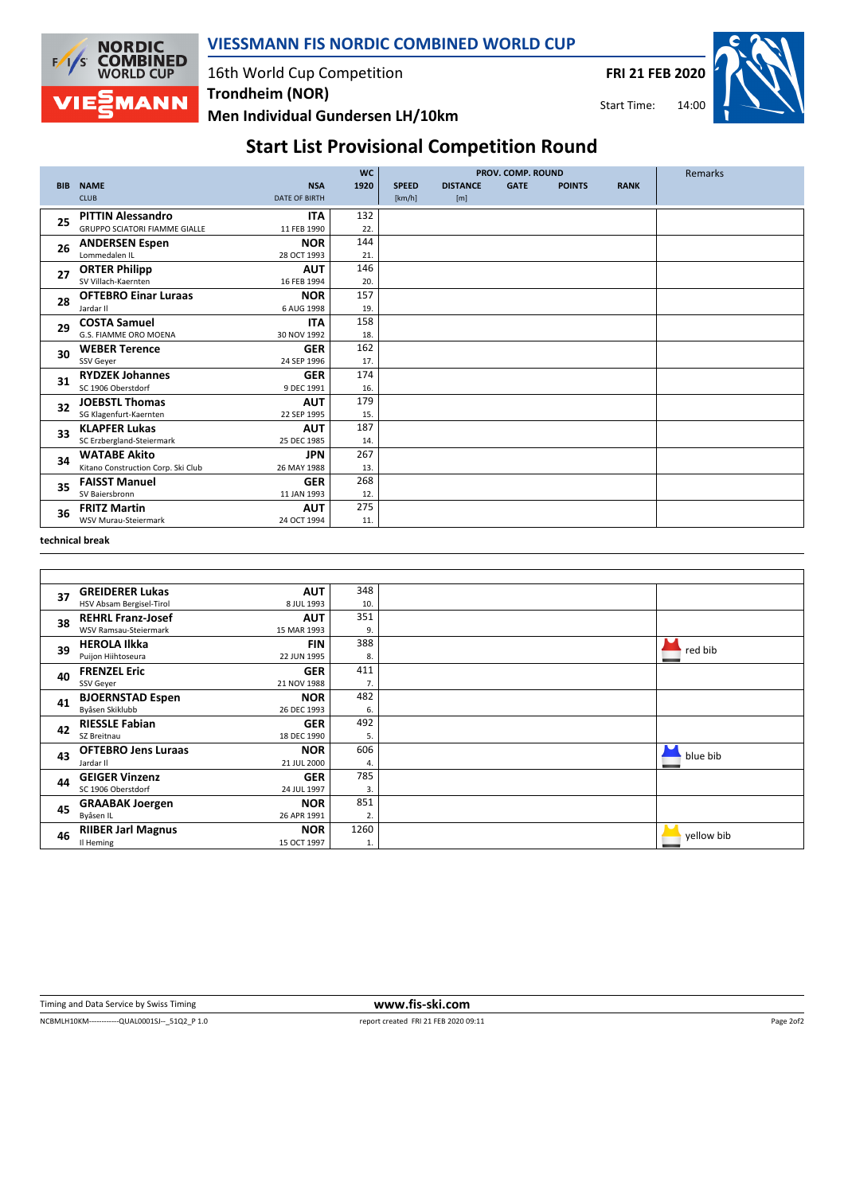VIESSMANN FIS NORDIC COMBINED WORLD CUP

16th World Cup Competition

**Trondheim (NOR)**

**Men Individual Gundersen LH/10km**

**FRI 21 FEB 2020**

Start Time: 14:00

# Start List Provisional Competition Round

| BIB | NAME<br>CLUB | NSA<br>DATE OF BIRTH | WC<br>1920 | PROV. COMP. ROUND<br>SPEED [km/h] | DISTANCE [m] | GATE | POINTS | RANK | Remarks |
|---|---|---|---|---|---|---|---|---|---|
| 25 | **PITTIN Alessandro**<br>GRUPPO SCIATORI FIAMME GIALLE | **ITA**<br>11 FEB 1990 | 132<br>22. | | | | | | |
| 26 | **ANDERSEN Espen**<br>Lommedalen IL | **NOR**<br>28 OCT 1993 | 144<br>21. | | | | | | |
| 27 | **ORTER Philipp**<br>SV Villach-Kaernten | **AUT**<br>16 FEB 1994 | 146<br>20. | | | | | | |
| 28 | **OFTEBRO Einar Luraas**<br>Jardar Il | **NOR**<br>6 AUG 1998 | 157<br>19. | | | | | | |
| 29 | **COSTA Samuel**<br>G.S. FIAMME ORO MOENA | **ITA**<br>30 NOV 1992 | 158<br>18. | | | | | | |
| 30 | **WEBER Terence**<br>SSV Geyer | **GER**<br>24 SEP 1996 | 162<br>17. | | | | | | |
| 31 | **RYDZEK Johannes**<br>SC 1906 Oberstdorf | **GER**<br>9 DEC 1991 | 174<br>16. | | | | | | |
| 32 | **JOEBSTL Thomas**<br>SG Klagenfurt-Kaernten | **AUT**<br>22 SEP 1995 | 179<br>15. | | | | | | |
| 33 | **KLAPFER Lukas**<br>SC Erzbergland-Steiermark | **AUT**<br>25 DEC 1985 | 187<br>14. | | | | | | |
| 34 | **WATABE Akito**<br>Kitano Construction Corp. Ski Club | **JPN**<br>26 MAY 1988 | 267<br>13. | | | | | | |
| 35 | **FAISST Manuel**<br>SV Baiersbronn | **GER**<br>11 JAN 1993 | 268<br>12. | | | | | | |
| 36 | **FRITZ Martin**<br>WSV Murau-Steiermark | **AUT**<br>24 OCT 1994 | 275<br>11. | | | | | | |

**technical break**

| BIB | NAME<br>CLUB | NSA<br>DATE OF BIRTH | WC<br>1920 | SPEED [km/h] | DISTANCE [m] | GATE | POINTS | RANK | Remarks |
|---|---|---|---|---|---|---|---|---|---|
| 37 | **GREIDERER Lukas**<br>HSV Absam Bergisel-Tirol | **AUT**<br>8 JUL 1993 | 348<br>10. | | | | | | |
| 38 | **REHRL Franz-Josef**<br>WSV Ramsau-Steiermark | **AUT**<br>15 MAR 1993 | 351<br>9. | | | | | | |
| 39 | **HEROLA Ilkka**<br>Puijon Hiihtoseura | **FIN**<br>22 JUN 1995 | 388<br>8. | | | | | | red bib |
| 40 | **FRENZEL Eric**<br>SSV Geyer | **GER**<br>21 NOV 1988 | 411<br>7. | | | | | | |
| 41 | **BJOERNSTAD Espen**<br>Byåsen Skiklubb | **NOR**<br>26 DEC 1993 | 482<br>6. | | | | | | |
| 42 | **RIESSLE Fabian**<br>SZ Breitnau | **GER**<br>18 DEC 1990 | 492<br>5. | | | | | | |
| 43 | **OFTEBRO Jens Luraas**<br>Jardar Il | **NOR**<br>21 JUL 2000 | 606<br>4. | | | | | | blue bib |
| 44 | **GEIGER Vinzenz**<br>SC 1906 Oberstdorf | **GER**<br>24 JUL 1997 | 785<br>3. | | | | | | |
| 45 | **GRAABAK Joergen**<br>Byåsen IL | **NOR**<br>26 APR 1991 | 851<br>2. | | | | | | |
| 46 | **RIIBER Jarl Magnus**<br>Il Heming | **NOR**<br>15 OCT 1997 | 1260<br>1. | | | | | | yellow bib |

Timing and Data Service by Swiss Timing

www.fis-ski.com

NCBMLH10KM------------QUAL0001SJ--_51Q2_P 1.0 report created FRI 21 FEB 2020 09:11